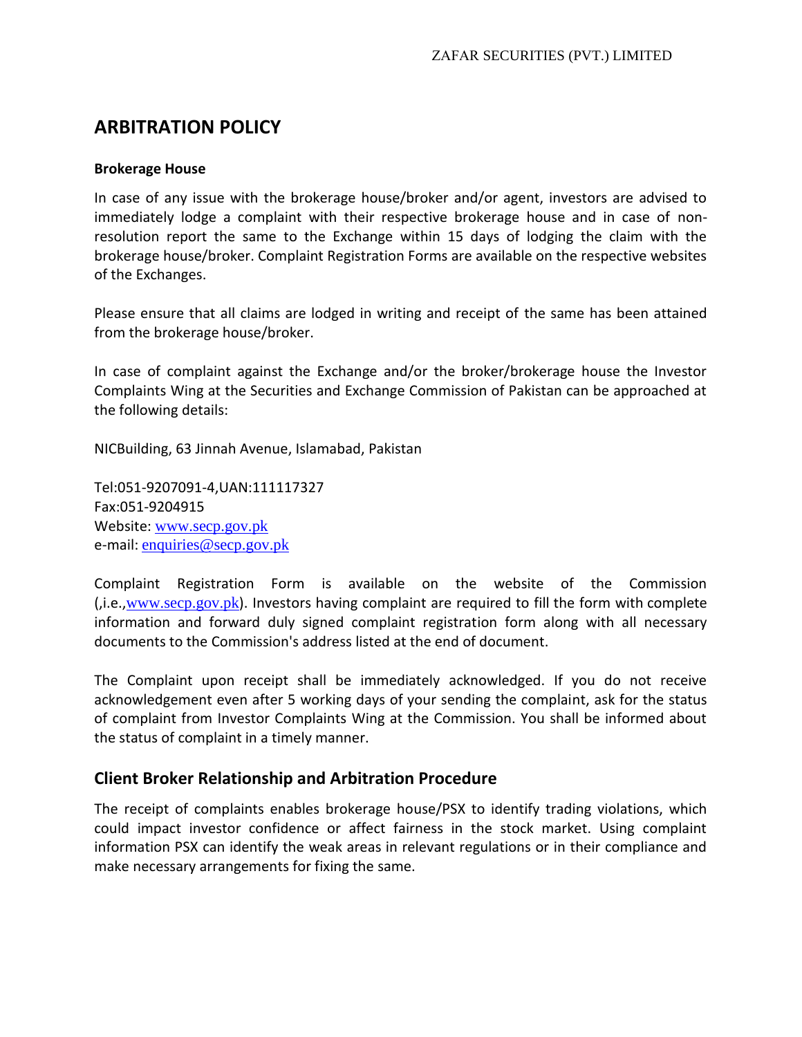# ARBITRATION POLICY

**Brokerage House**

In case of any issue with the brokerage house/broker and/or agent, investors are advised to immediately lodge a complaint with their respective brokerage house and in case of non-resolution report the same to the Exchange within 15 days of lodging the claim with the brokerage house/broker. Complaint Registration Forms are available on the respective websites of the Exchanges.

Please ensure that all claims are lodged in writing and receipt of the same has been attained from the brokerage house/broker.

In case of complaint against the Exchange and/or the broker/brokerage house the Investor Complaints Wing at the Securities and Exchange Commission of Pakistan can be approached at the following details:

NICBuilding, 63 Jinnah Avenue, Islamabad, Pakistan

Tel:051-9207091-4,UAN:111117327
Fax:051-9204915
Website: www.secp.gov.pk
e-mail: enquiries@secp.gov.pk

Complaint Registration Form is available on the website of the Commission (,i.e.,www.secp.gov.pk). Investors having complaint are required to fill the form with complete information and forward duly signed complaint registration form along with all necessary documents to the Commission's address listed at the end of document.

The Complaint upon receipt shall be immediately acknowledged. If you do not receive acknowledgement even after 5 working days of your sending the complaint, ask for the status of complaint from Investor Complaints Wing at the Commission. You shall be informed about the status of complaint in a timely manner.

## Client Broker Relationship and Arbitration Procedure

The receipt of complaints enables brokerage house/PSX to identify trading violations, which could impact investor confidence or affect fairness in the stock market. Using complaint information PSX can identify the weak areas in relevant regulations or in their compliance and make necessary arrangements for fixing the same.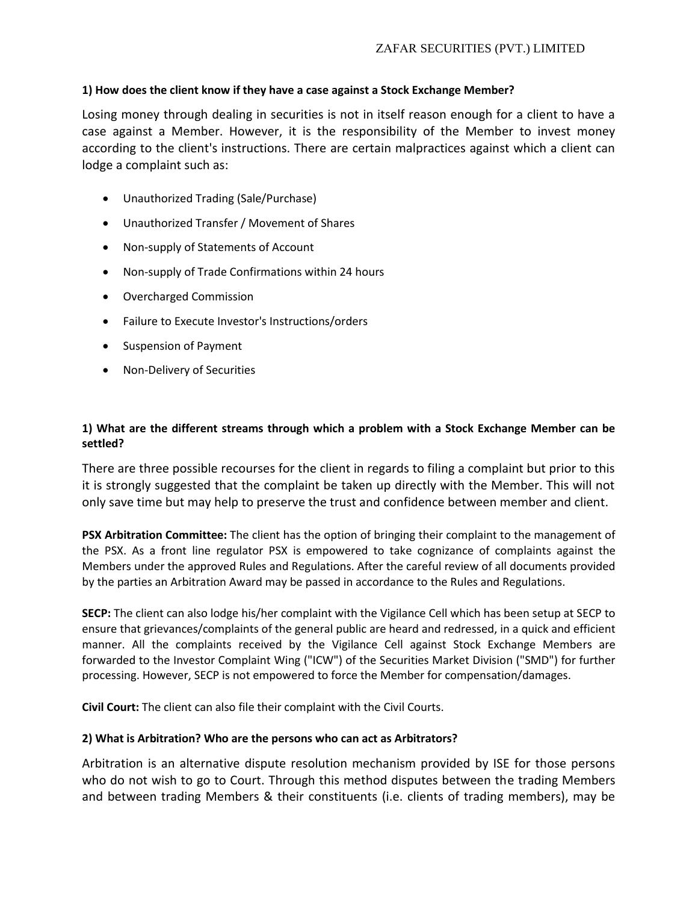**1) How does the client know if they have a case against a Stock Exchange Member?**

Losing money through dealing in securities is not in itself reason enough for a client to have a case against a Member. However, it is the responsibility of the Member to invest money according to the client's instructions. There are certain malpractices against which a client can lodge a complaint such as:

- Unauthorized Trading (Sale/Purchase)
- Unauthorized Transfer / Movement of Shares
- Non-supply of Statements of Account
- Non-supply of Trade Confirmations within 24 hours
- Overcharged Commission
- Failure to Execute Investor's Instructions/orders
- Suspension of Payment
- Non-Delivery of Securities

**1) What are the different streams through which a problem with a Stock Exchange Member can be settled?**

There are three possible recourses for the client in regards to filing a complaint but prior to this it is strongly suggested that the complaint be taken up directly with the Member. This will not only save time but may help to preserve the trust and confidence between member and client.

**PSX Arbitration Committee:** The client has the option of bringing their complaint to the management of the PSX. As a front line regulator PSX is empowered to take cognizance of complaints against the Members under the approved Rules and Regulations. After the careful review of all documents provided by the parties an Arbitration Award may be passed in accordance to the Rules and Regulations.

**SECP:** The client can also lodge his/her complaint with the Vigilance Cell which has been setup at SECP to ensure that grievances/complaints of the general public are heard and redressed, in a quick and efficient manner. All the complaints received by the Vigilance Cell against Stock Exchange Members are forwarded to the Investor Complaint Wing ("ICW") of the Securities Market Division ("SMD") for further processing. However, SECP is not empowered to force the Member for compensation/damages.

**Civil Court:** The client can also file their complaint with the Civil Courts.

**2) What is Arbitration? Who are the persons who can act as Arbitrators?**

Arbitration is an alternative dispute resolution mechanism provided by ISE for those persons who do not wish to go to Court. Through this method disputes between the trading Members and between trading Members & their constituents (i.e. clients of trading members), may be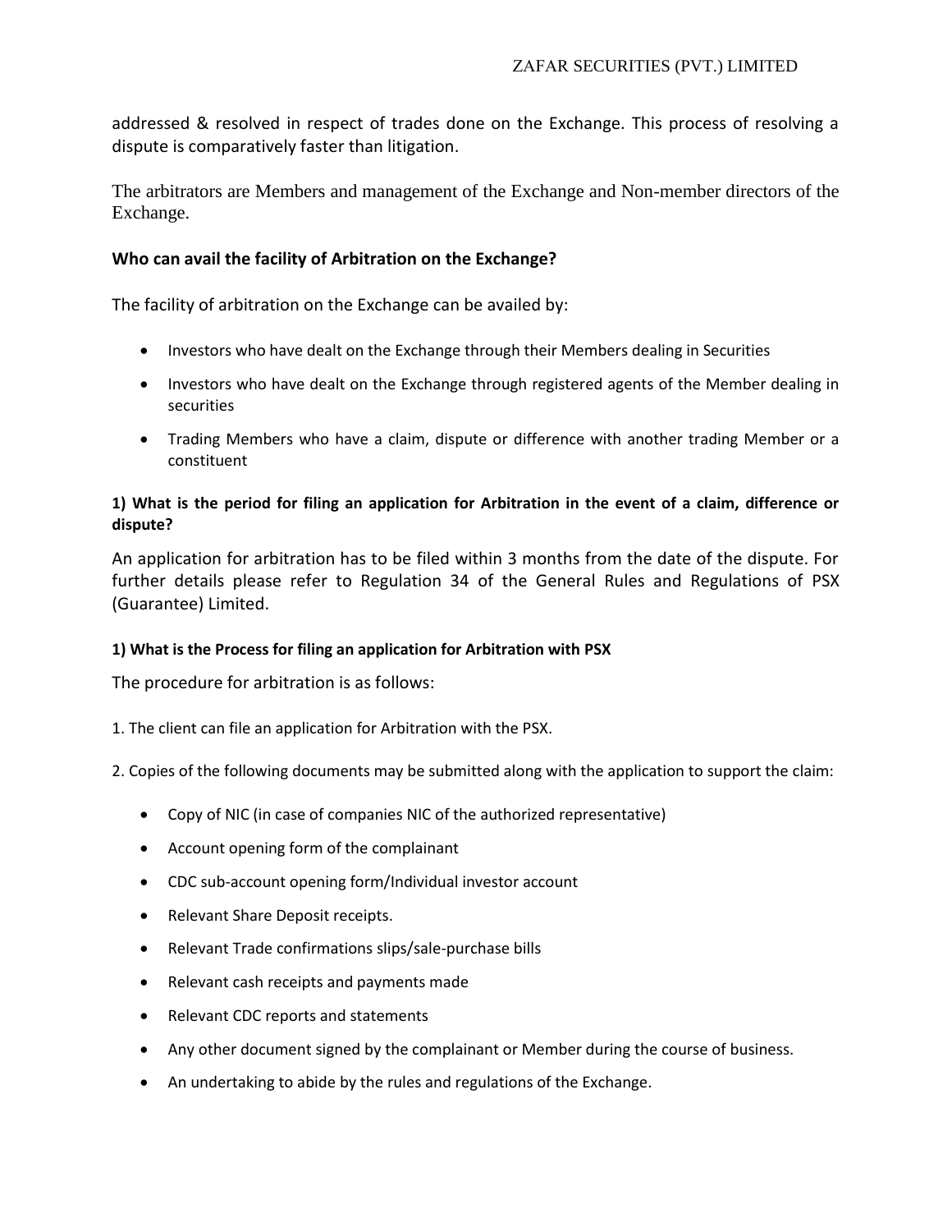addressed & resolved in respect of trades done on the Exchange. This process of resolving a dispute is comparatively faster than litigation.

The arbitrators are Members and management of the Exchange and Non-member directors of the Exchange.

### Who can avail the facility of Arbitration on the Exchange?

The facility of arbitration on the Exchange can be availed by:

- Investors who have dealt on the Exchange through their Members dealing in Securities
- Investors who have dealt on the Exchange through registered agents of the Member dealing in securities
- Trading Members who have a claim, dispute or difference with another trading Member or a constituent

#### 1) What is the period for filing an application for Arbitration in the event of a claim, difference or dispute?

An application for arbitration has to be filed within 3 months from the date of the dispute. For further details please refer to Regulation 34 of the General Rules and Regulations of PSX (Guarantee) Limited.

#### 1) What is the Process for filing an application for Arbitration with PSX

The procedure for arbitration is as follows:

1. The client can file an application for Arbitration with the PSX.

2. Copies of the following documents may be submitted along with the application to support the claim:

- Copy of NIC (in case of companies NIC of the authorized representative)
- Account opening form of the complainant
- CDC sub-account opening form/Individual investor account
- Relevant Share Deposit receipts.
- Relevant Trade confirmations slips/sale-purchase bills
- Relevant cash receipts and payments made
- Relevant CDC reports and statements
- Any other document signed by the complainant or Member during the course of business.
- An undertaking to abide by the rules and regulations of the Exchange.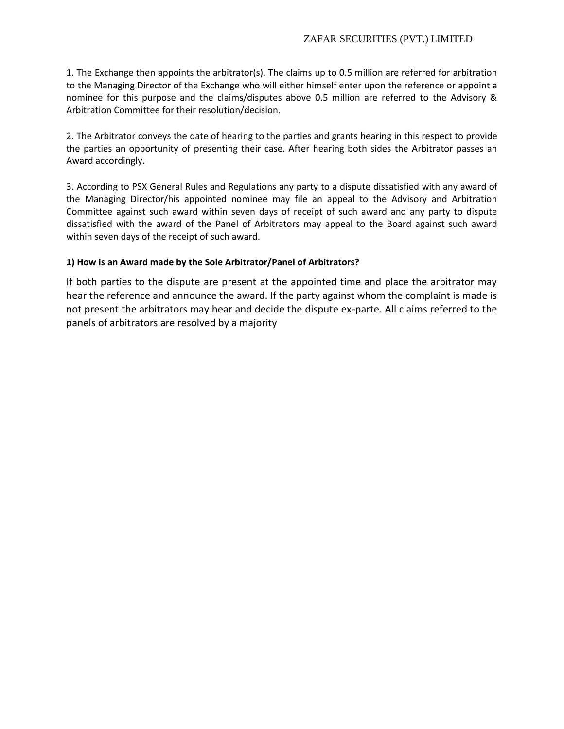1. The Exchange then appoints the arbitrator(s). The claims up to 0.5 million are referred for arbitration to the Managing Director of the Exchange who will either himself enter upon the reference or appoint a nominee for this purpose and the claims/disputes above 0.5 million are referred to the Advisory & Arbitration Committee for their resolution/decision.

2. The Arbitrator conveys the date of hearing to the parties and grants hearing in this respect to provide the parties an opportunity of presenting their case. After hearing both sides the Arbitrator passes an Award accordingly.

3. According to PSX General Rules and Regulations any party to a dispute dissatisfied with any award of the Managing Director/his appointed nominee may file an appeal to the Advisory and Arbitration Committee against such award within seven days of receipt of such award and any party to dispute dissatisfied with the award of the Panel of Arbitrators may appeal to the Board against such award within seven days of the receipt of such award.

**1) How is an Award made by the Sole Arbitrator/Panel of Arbitrators?**

If both parties to the dispute are present at the appointed time and place the arbitrator may hear the reference and announce the award. If the party against whom the complaint is made is not present the arbitrators may hear and decide the dispute ex-parte. All claims referred to the panels of arbitrators are resolved by a majority